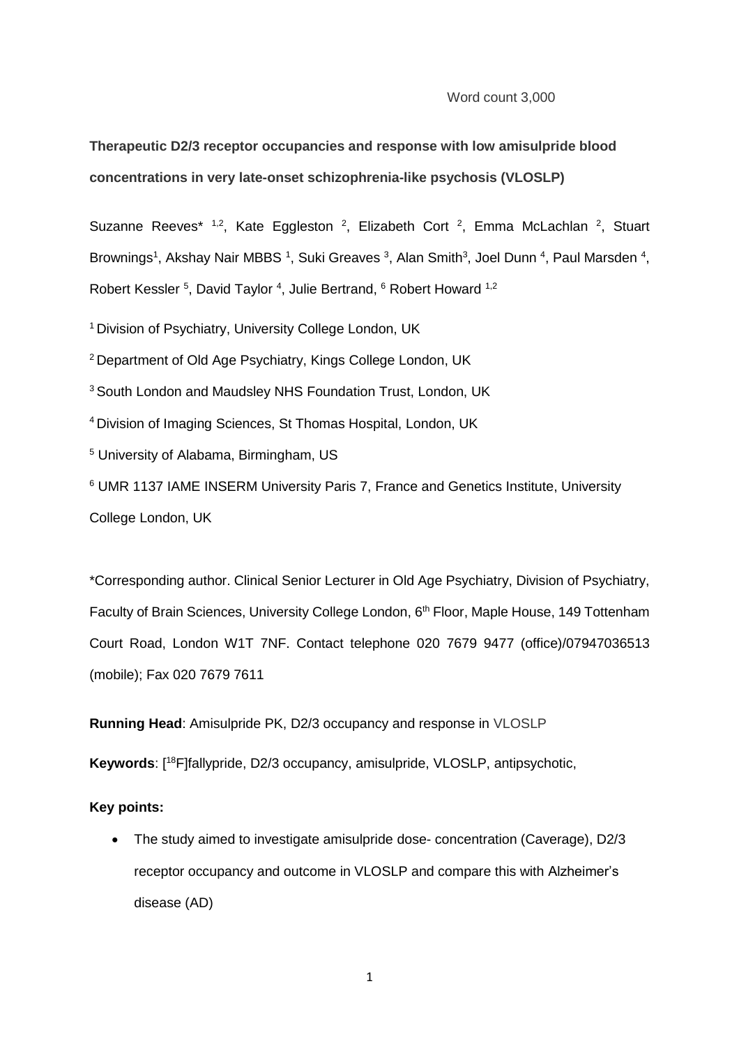Word count 3,000

**Therapeutic D2/3 receptor occupancies and response with low amisulpride blood concentrations in very late-onset schizophrenia-like psychosis (VLOSLP)**

Suzanne Reeves*[1,2], Kate Eggleston[2], Elizabeth Cort[2], Emma McLachlan[2], Stuart Brownings[1], Akshay Nair MBBS[1], Suki Greaves[3], Alan Smith[3], Joel Dunn[4], Paul Marsden[4], Robert Kessler[5], David Taylor[4], Julie Bertrand,[6] Robert Howard[1,2]

[1] Division of Psychiatry, University College London, UK

[2] Department of Old Age Psychiatry, Kings College London, UK

[3] South London and Maudsley NHS Foundation Trust, London, UK

[4] Division of Imaging Sciences, St Thomas Hospital, London, UK

[5] University of Alabama, Birmingham, US

[6] UMR 1137 IAME INSERM University Paris 7, France and Genetics Institute, University College London, UK

*Corresponding author. Clinical Senior Lecturer in Old Age Psychiatry, Division of Psychiatry, Faculty of Brain Sciences, University College London, 6th Floor, Maple House, 149 Tottenham Court Road, London W1T 7NF. Contact telephone 020 7679 9477 (office)/07947036513 (mobile); Fax 020 7679 7611

**Running Head**: Amisulpride PK, D2/3 occupancy and response in VLOSLP

**Keywords**: [$^{18}$F]fallypride, D2/3 occupancy, amisulpride, VLOSLP, antipsychotic,

**Key points:**

- The study aimed to investigate amisulpride dose- concentration (Caverage), D2/3 receptor occupancy and outcome in VLOSLP and compare this with Alzheimer's disease (AD)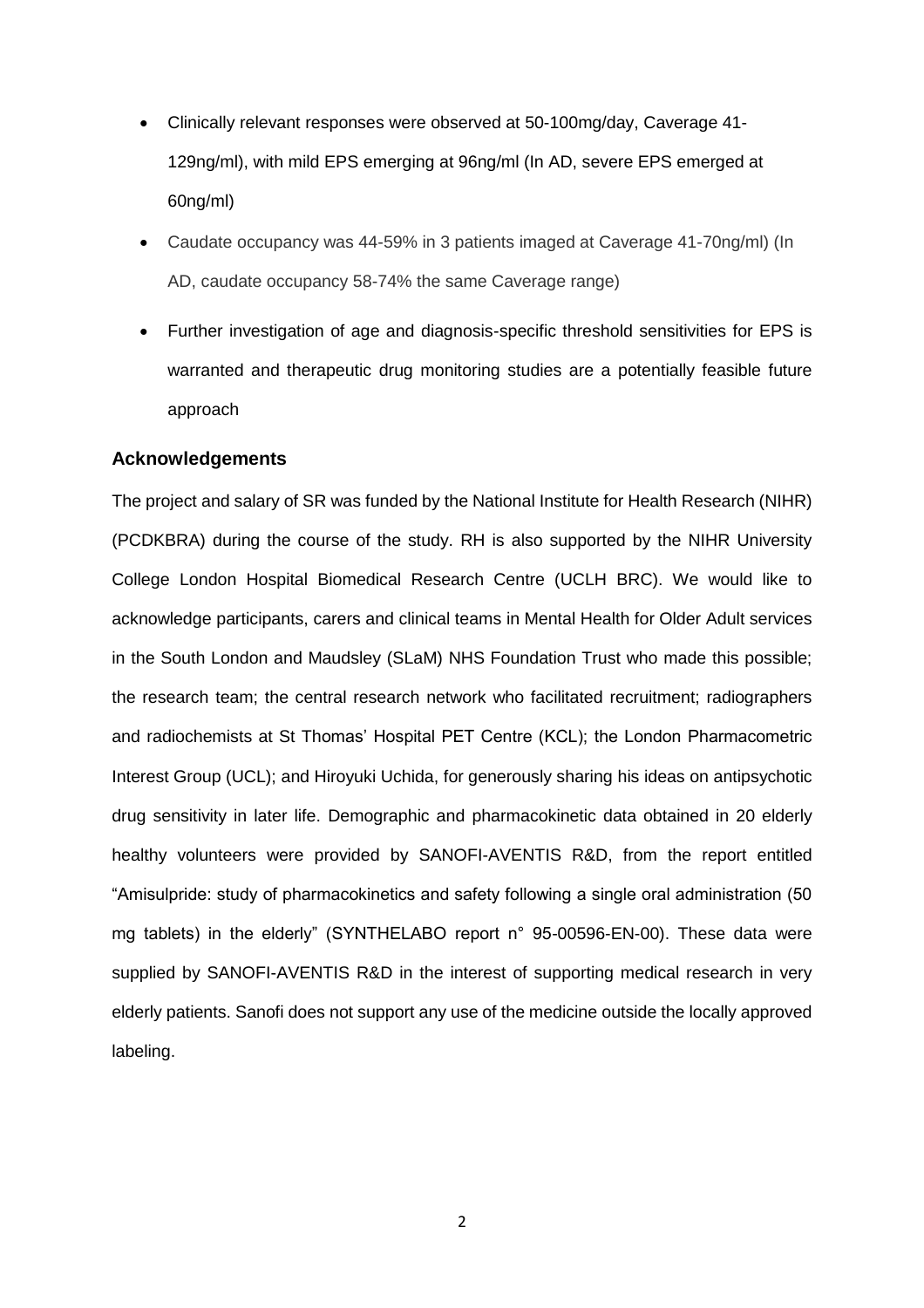- Clinically relevant responses were observed at 50-100mg/day, Caverage 41-129ng/ml), with mild EPS emerging at 96ng/ml (In AD, severe EPS emerged at 60ng/ml)
- Caudate occupancy was 44-59% in 3 patients imaged at Caverage 41-70ng/ml) (In AD, caudate occupancy 58-74% the same Caverage range)
- Further investigation of age and diagnosis-specific threshold sensitivities for EPS is warranted and therapeutic drug monitoring studies are a potentially feasible future approach

### Acknowledgements

The project and salary of SR was funded by the National Institute for Health Research (NIHR) (PCDKBRA) during the course of the study. RH is also supported by the NIHR University College London Hospital Biomedical Research Centre (UCLH BRC). We would like to acknowledge participants, carers and clinical teams in Mental Health for Older Adult services in the South London and Maudsley (SLaM) NHS Foundation Trust who made this possible; the research team; the central research network who facilitated recruitment; radiographers and radiochemists at St Thomas' Hospital PET Centre (KCL); the London Pharmacometric Interest Group (UCL); and Hiroyuki Uchida, for generously sharing his ideas on antipsychotic drug sensitivity in later life. Demographic and pharmacokinetic data obtained in 20 elderly healthy volunteers were provided by SANOFI-AVENTIS R&D, from the report entitled "Amisulpride: study of pharmacokinetics and safety following a single oral administration (50 mg tablets) in the elderly" (SYNTHELABO report n° 95-00596-EN-00). These data were supplied by SANOFI-AVENTIS R&D in the interest of supporting medical research in very elderly patients. Sanofi does not support any use of the medicine outside the locally approved labeling.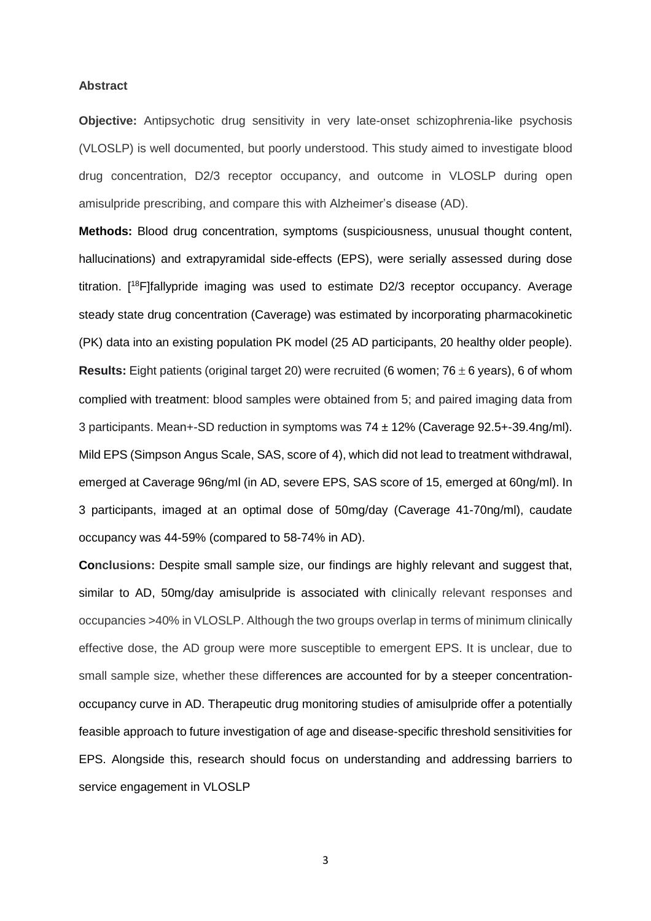**Abstract**

**Objective:** Antipsychotic drug sensitivity in very late-onset schizophrenia-like psychosis (VLOSLP) is well documented, but poorly understood. This study aimed to investigate blood drug concentration, D2/3 receptor occupancy, and outcome in VLOSLP during open amisulpride prescribing, and compare this with Alzheimer's disease (AD).

**Methods:** Blood drug concentration, symptoms (suspiciousness, unusual thought content, hallucinations) and extrapyramidal side-effects (EPS), were serially assessed during dose titration. [$^{18}$F]fallypride imaging was used to estimate D2/3 receptor occupancy. Average steady state drug concentration (Caverage) was estimated by incorporating pharmacokinetic (PK) data into an existing population PK model (25 AD participants, 20 healthy older people).

**Results:** Eight patients (original target 20) were recruited (6 women; 76 $\pm$ 6 years), 6 of whom complied with treatment: blood samples were obtained from 5; and paired imaging data from 3 participants. Mean+-SD reduction in symptoms was 74 ± 12% (Caverage 92.5+-39.4ng/ml). Mild EPS (Simpson Angus Scale, SAS, score of 4), which did not lead to treatment withdrawal, emerged at Caverage 96ng/ml (in AD, severe EPS, SAS score of 15, emerged at 60ng/ml). In 3 participants, imaged at an optimal dose of 50mg/day (Caverage 41-70ng/ml), caudate occupancy was 44-59% (compared to 58-74% in AD).

**Conclusions:** Despite small sample size, our findings are highly relevant and suggest that, similar to AD, 50mg/day amisulpride is associated with clinically relevant responses and occupancies >40% in VLOSLP. Although the two groups overlap in terms of minimum clinically effective dose, the AD group were more susceptible to emergent EPS. It is unclear, due to small sample size, whether these differences are accounted for by a steeper concentration-occupancy curve in AD. Therapeutic drug monitoring studies of amisulpride offer a potentially feasible approach to future investigation of age and disease-specific threshold sensitivities for EPS. Alongside this, research should focus on understanding and addressing barriers to service engagement in VLOSLP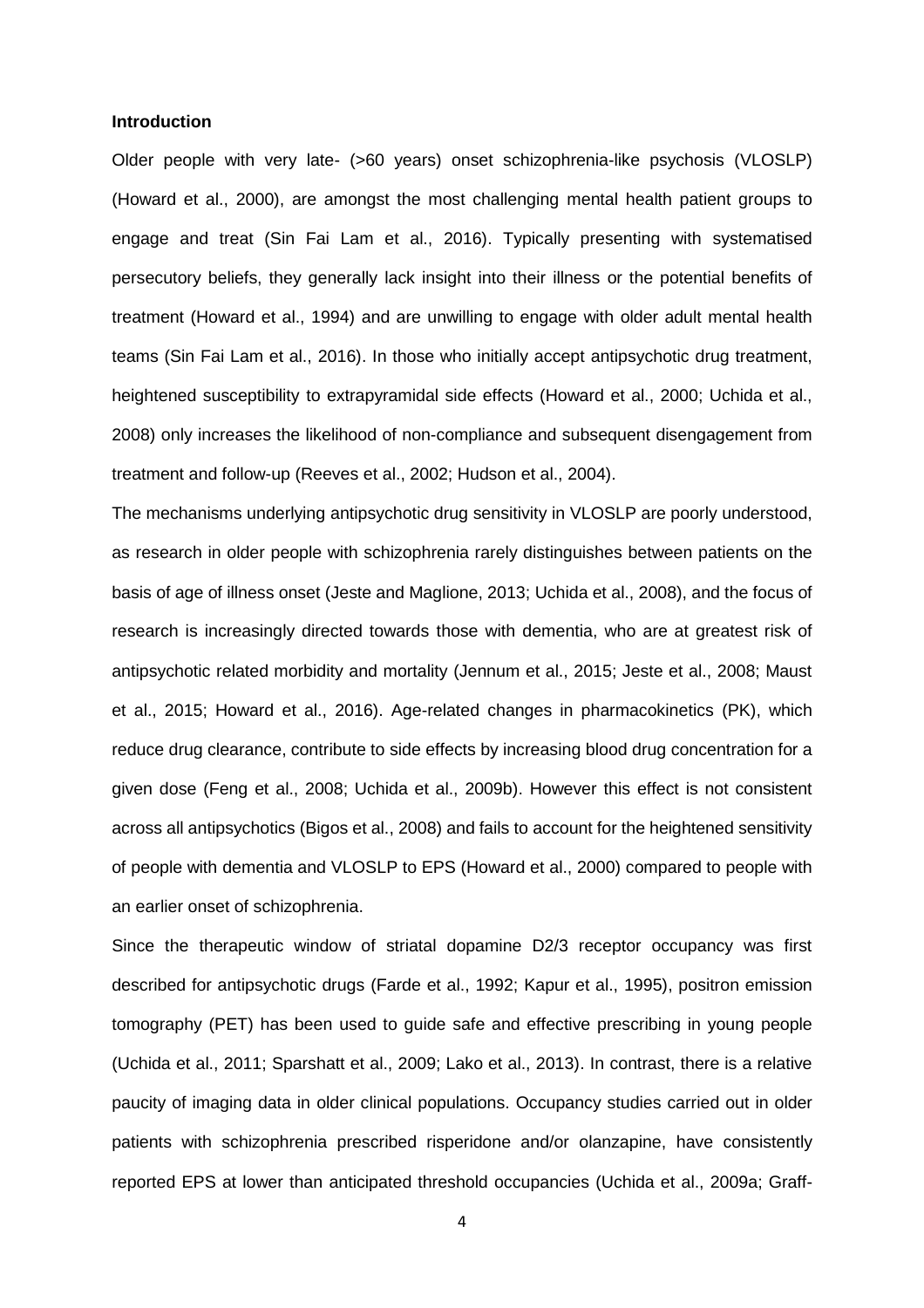**Introduction**

Older people with very late- (>60 years) onset schizophrenia-like psychosis (VLOSLP) (Howard et al., 2000), are amongst the most challenging mental health patient groups to engage and treat (Sin Fai Lam et al., 2016). Typically presenting with systematised persecutory beliefs, they generally lack insight into their illness or the potential benefits of treatment (Howard et al., 1994) and are unwilling to engage with older adult mental health teams (Sin Fai Lam et al., 2016). In those who initially accept antipsychotic drug treatment, heightened susceptibility to extrapyramidal side effects (Howard et al., 2000; Uchida et al., 2008) only increases the likelihood of non-compliance and subsequent disengagement from treatment and follow-up (Reeves et al., 2002; Hudson et al., 2004).

The mechanisms underlying antipsychotic drug sensitivity in VLOSLP are poorly understood, as research in older people with schizophrenia rarely distinguishes between patients on the basis of age of illness onset (Jeste and Maglione, 2013; Uchida et al., 2008), and the focus of research is increasingly directed towards those with dementia, who are at greatest risk of antipsychotic related morbidity and mortality (Jennum et al., 2015; Jeste et al., 2008; Maust et al., 2015; Howard et al., 2016). Age-related changes in pharmacokinetics (PK), which reduce drug clearance, contribute to side effects by increasing blood drug concentration for a given dose (Feng et al., 2008; Uchida et al., 2009b). However this effect is not consistent across all antipsychotics (Bigos et al., 2008) and fails to account for the heightened sensitivity of people with dementia and VLOSLP to EPS (Howard et al., 2000) compared to people with an earlier onset of schizophrenia.

Since the therapeutic window of striatal dopamine D2/3 receptor occupancy was first described for antipsychotic drugs (Farde et al., 1992; Kapur et al., 1995), positron emission tomography (PET) has been used to guide safe and effective prescribing in young people (Uchida et al., 2011; Sparshatt et al., 2009; Lako et al., 2013). In contrast, there is a relative paucity of imaging data in older clinical populations. Occupancy studies carried out in older patients with schizophrenia prescribed risperidone and/or olanzapine, have consistently reported EPS at lower than anticipated threshold occupancies (Uchida et al., 2009a; Graff-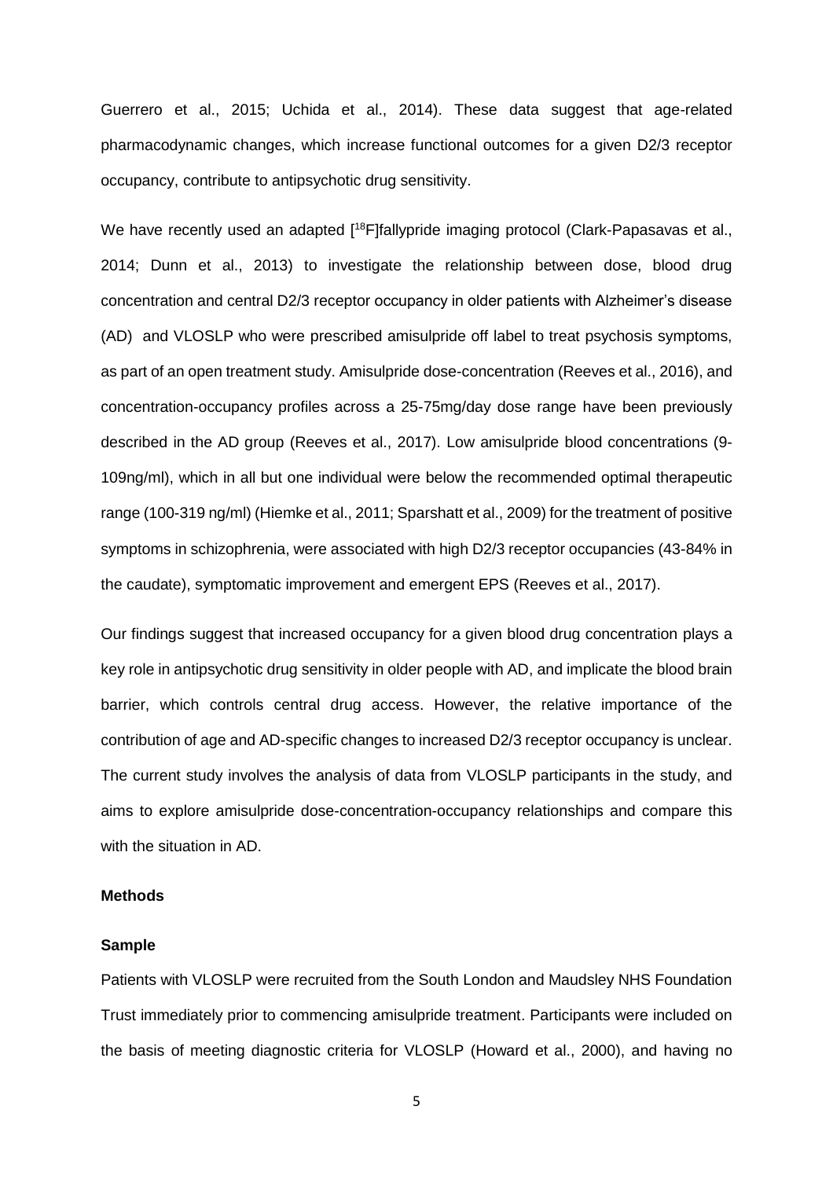Guerrero et al., 2015; Uchida et al., 2014). These data suggest that age-related pharmacodynamic changes, which increase functional outcomes for a given D2/3 receptor occupancy, contribute to antipsychotic drug sensitivity.

We have recently used an adapted [$^{18}$F]fallypride imaging protocol (Clark-Papasavas et al., 2014; Dunn et al., 2013) to investigate the relationship between dose, blood drug concentration and central D2/3 receptor occupancy in older patients with Alzheimer's disease (AD) and VLOSLP who were prescribed amisulpride off label to treat psychosis symptoms, as part of an open treatment study. Amisulpride dose-concentration (Reeves et al., 2016), and concentration-occupancy profiles across a 25-75mg/day dose range have been previously described in the AD group (Reeves et al., 2017). Low amisulpride blood concentrations (9-109ng/ml), which in all but one individual were below the recommended optimal therapeutic range (100-319 ng/ml) (Hiemke et al., 2011; Sparshatt et al., 2009) for the treatment of positive symptoms in schizophrenia, were associated with high D2/3 receptor occupancies (43-84% in the caudate), symptomatic improvement and emergent EPS (Reeves et al., 2017).

Our findings suggest that increased occupancy for a given blood drug concentration plays a key role in antipsychotic drug sensitivity in older people with AD, and implicate the blood brain barrier, which controls central drug access. However, the relative importance of the contribution of age and AD-specific changes to increased D2/3 receptor occupancy is unclear. The current study involves the analysis of data from VLOSLP participants in the study, and aims to explore amisulpride dose-concentration-occupancy relationships and compare this with the situation in AD.

## Methods

### Sample

Patients with VLOSLP were recruited from the South London and Maudsley NHS Foundation Trust immediately prior to commencing amisulpride treatment. Participants were included on the basis of meeting diagnostic criteria for VLOSLP (Howard et al., 2000), and having no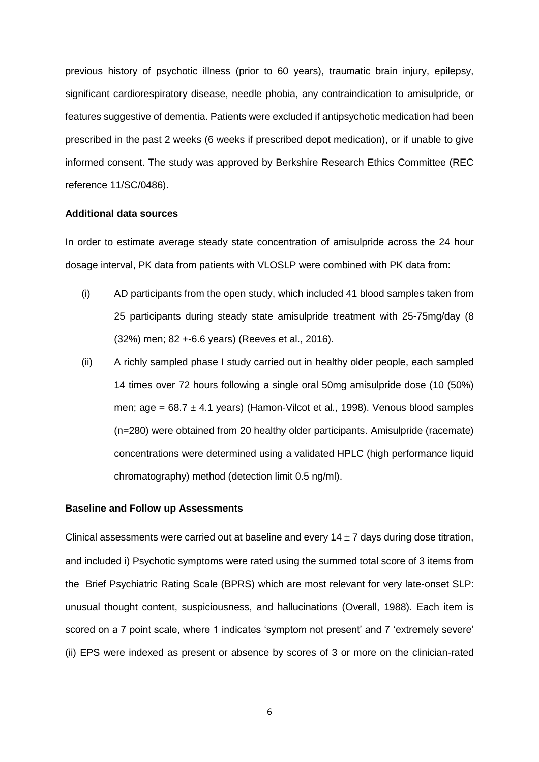previous history of psychotic illness (prior to 60 years), traumatic brain injury, epilepsy, significant cardiorespiratory disease, needle phobia, any contraindication to amisulpride, or features suggestive of dementia. Patients were excluded if antipsychotic medication had been prescribed in the past 2 weeks (6 weeks if prescribed depot medication), or if unable to give informed consent. The study was approved by Berkshire Research Ethics Committee (REC reference 11/SC/0486).

**Additional data sources**

In order to estimate average steady state concentration of amisulpride across the 24 hour dosage interval, PK data from patients with VLOSLP were combined with PK data from:

(i) AD participants from the open study, which included 41 blood samples taken from 25 participants during steady state amisulpride treatment with 25-75mg/day (8 (32%) men; 82 +-6.6 years) (Reeves et al., 2016).

(ii) A richly sampled phase I study carried out in healthy older people, each sampled 14 times over 72 hours following a single oral 50mg amisulpride dose (10 (50%) men; age = 68.7 ± 4.1 years) (Hamon-Vilcot et al., 1998). Venous blood samples (n=280) were obtained from 20 healthy older participants. Amisulpride (racemate) concentrations were determined using a validated HPLC (high performance liquid chromatography) method (detection limit 0.5 ng/ml).

**Baseline and Follow up Assessments**

Clinical assessments were carried out at baseline and every 14 ± 7 days during dose titration, and included i) Psychotic symptoms were rated using the summed total score of 3 items from the Brief Psychiatric Rating Scale (BPRS) which are most relevant for very late-onset SLP: unusual thought content, suspiciousness, and hallucinations (Overall, 1988). Each item is scored on a 7 point scale, where 1 indicates 'symptom not present' and 7 'extremely severe' (ii) EPS were indexed as present or absence by scores of 3 or more on the clinician-rated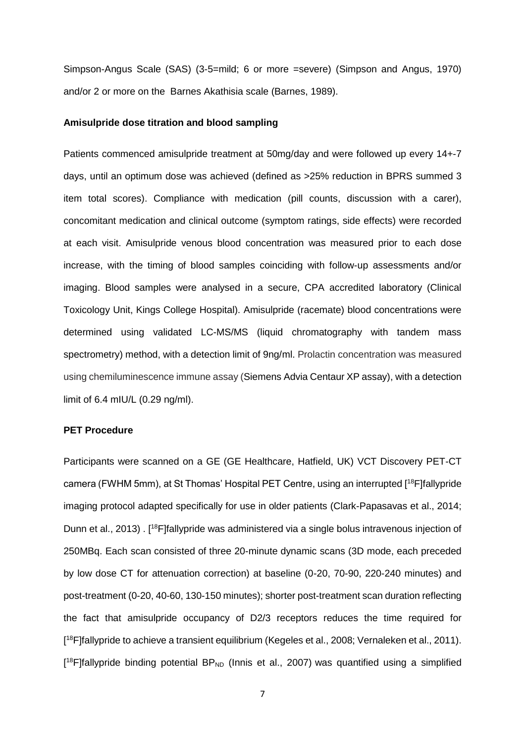Simpson-Angus Scale (SAS) (3-5=mild; 6 or more =severe) (Simpson and Angus, 1970) and/or 2 or more on the Barnes Akathisia scale (Barnes, 1989).

**Amisulpride dose titration and blood sampling**

Patients commenced amisulpride treatment at 50mg/day and were followed up every 14+-7 days, until an optimum dose was achieved (defined as >25% reduction in BPRS summed 3 item total scores). Compliance with medication (pill counts, discussion with a carer), concomitant medication and clinical outcome (symptom ratings, side effects) were recorded at each visit. Amisulpride venous blood concentration was measured prior to each dose increase, with the timing of blood samples coinciding with follow-up assessments and/or imaging. Blood samples were analysed in a secure, CPA accredited laboratory (Clinical Toxicology Unit, Kings College Hospital). Amisulpride (racemate) blood concentrations were determined using validated LC-MS/MS (liquid chromatography with tandem mass spectrometry) method, with a detection limit of 9ng/ml. Prolactin concentration was measured using chemiluminescence immune assay (Siemens Advia Centaur XP assay), with a detection limit of 6.4 mIU/L (0.29 ng/ml).

**PET Procedure**

Participants were scanned on a GE (GE Healthcare, Hatfield, UK) VCT Discovery PET-CT camera (FWHM 5mm), at St Thomas' Hospital PET Centre, using an interrupted [$^{18}$F]fallypride imaging protocol adapted specifically for use in older patients (Clark-Papasavas et al., 2014; Dunn et al., 2013) . [$^{18}$F]fallypride was administered via a single bolus intravenous injection of 250MBq. Each scan consisted of three 20-minute dynamic scans (3D mode, each preceded by low dose CT for attenuation correction) at baseline (0-20, 70-90, 220-240 minutes) and post-treatment (0-20, 40-60, 130-150 minutes); shorter post-treatment scan duration reflecting the fact that amisulpride occupancy of D2/3 receptors reduces the time required for [$^{18}$F]fallypride to achieve a transient equilibrium (Kegeles et al., 2008; Vernaleken et al., 2011). [$^{18}$F]fallypride binding potential $BP_{ND}$ (Innis et al., 2007) was quantified using a simplified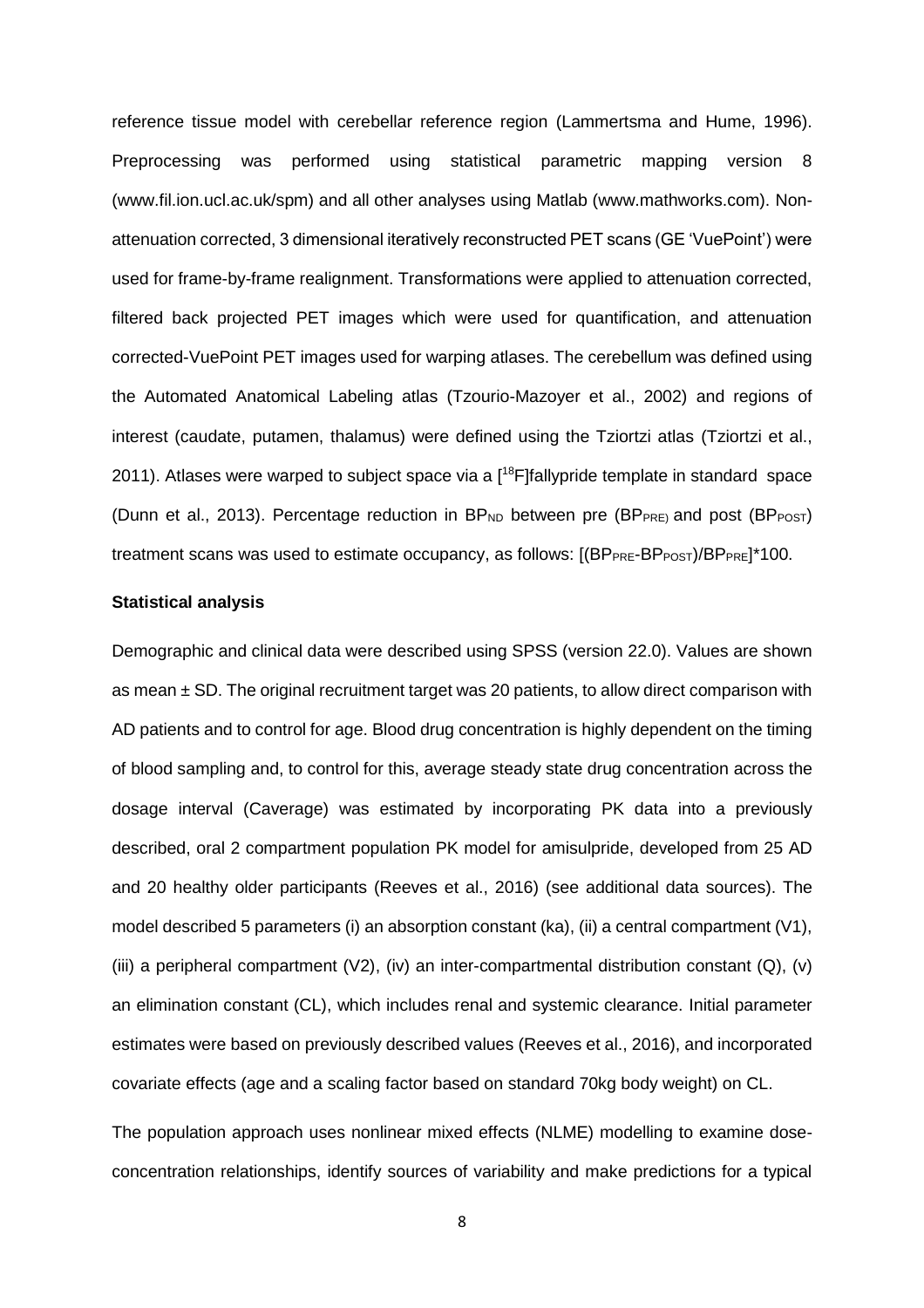reference tissue model with cerebellar reference region (Lammertsma and Hume, 1996). Preprocessing was performed using statistical parametric mapping version 8 (www.fil.ion.ucl.ac.uk/spm) and all other analyses using Matlab (www.mathworks.com). Non-attenuation corrected, 3 dimensional iteratively reconstructed PET scans (GE 'VuePoint') were used for frame-by-frame realignment. Transformations were applied to attenuation corrected, filtered back projected PET images which were used for quantification, and attenuation corrected-VuePoint PET images used for warping atlases. The cerebellum was defined using the Automated Anatomical Labeling atlas (Tzourio-Mazoyer et al., 2002) and regions of interest (caudate, putamen, thalamus) were defined using the Tziortzi atlas (Tziortzi et al., 2011). Atlases were warped to subject space via a [$^{18}$F]fallypride template in standard space (Dunn et al., 2013). Percentage reduction in $BP_{ND}$ between pre ($BP_{PRE}$) and post ($BP_{POST}$) treatment scans was used to estimate occupancy, as follows: $[(BP_{PRE}-BP_{POST})/BP_{PRE}]*100$.

**Statistical analysis**

Demographic and clinical data were described using SPSS (version 22.0). Values are shown as mean ± SD. The original recruitment target was 20 patients, to allow direct comparison with AD patients and to control for age. Blood drug concentration is highly dependent on the timing of blood sampling and, to control for this, average steady state drug concentration across the dosage interval (Caverage) was estimated by incorporating PK data into a previously described, oral 2 compartment population PK model for amisulpride, developed from 25 AD and 20 healthy older participants (Reeves et al., 2016) (see additional data sources). The model described 5 parameters (i) an absorption constant (ka), (ii) a central compartment (V1), (iii) a peripheral compartment (V2), (iv) an inter-compartmental distribution constant (Q), (v) an elimination constant (CL), which includes renal and systemic clearance. Initial parameter estimates were based on previously described values (Reeves et al., 2016), and incorporated covariate effects (age and a scaling factor based on standard 70kg body weight) on CL.

The population approach uses nonlinear mixed effects (NLME) modelling to examine dose-concentration relationships, identify sources of variability and make predictions for a typical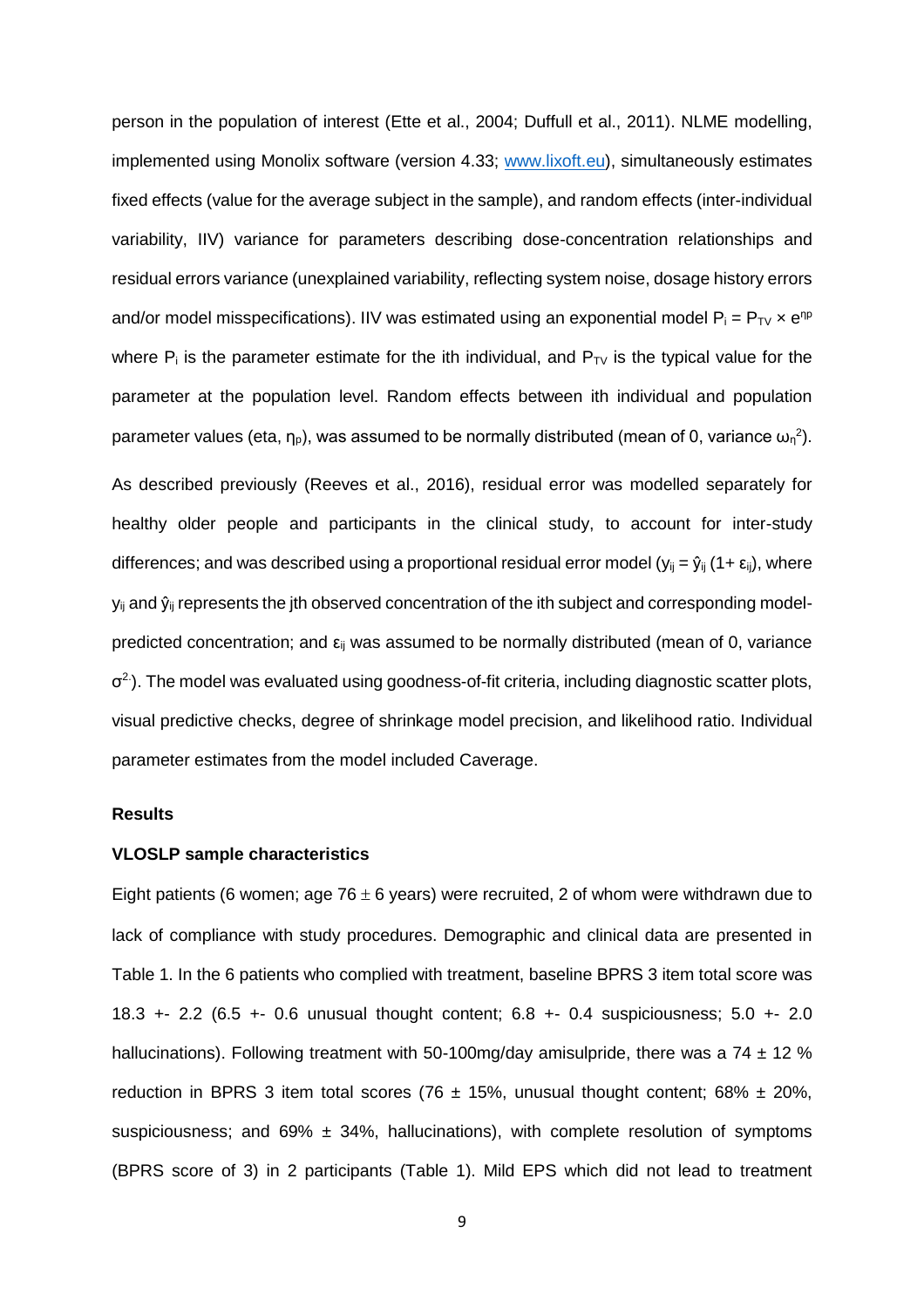person in the population of interest (Ette et al., 2004; Duffull et al., 2011). NLME modelling, implemented using Monolix software (version 4.33; www.lixoft.eu), simultaneously estimates fixed effects (value for the average subject in the sample), and random effects (inter-individual variability, IIV) variance for parameters describing dose-concentration relationships and residual errors variance (unexplained variability, reflecting system noise, dosage history errors and/or model misspecifications). IIV was estimated using an exponential model $P_i = P_{TV} \times e^{\eta p}$ where $P_i$ is the parameter estimate for the ith individual, and $P_{TV}$ is the typical value for the parameter at the population level. Random effects between ith individual and population parameter values (eta, $\eta_p$), was assumed to be normally distributed (mean of 0, variance $\omega_n^2$).

As described previously (Reeves et al., 2016), residual error was modelled separately for healthy older people and participants in the clinical study, to account for inter-study differences; and was described using a proportional residual error model ($y_{ij} = \hat{y}_{ij}\,(1+ \varepsilon_{ij})$, where $y_{ij}$ and $\hat{y}_{ij}$ represents the jth observed concentration of the ith subject and corresponding model-predicted concentration; and $\varepsilon_{ij}$ was assumed to be normally distributed (mean of 0, variance $\sigma^2$). The model was evaluated using goodness-of-fit criteria, including diagnostic scatter plots, visual predictive checks, degree of shrinkage model precision, and likelihood ratio. Individual parameter estimates from the model included Caverage.

## Results

### VLOSLP sample characteristics

Eight patients (6 women; age 76 ± 6 years) were recruited, 2 of whom were withdrawn due to lack of compliance with study procedures. Demographic and clinical data are presented in Table 1. In the 6 patients who complied with treatment, baseline BPRS 3 item total score was 18.3 +- 2.2 (6.5 +- 0.6 unusual thought content; 6.8 +- 0.4 suspiciousness; 5.0 +- 2.0 hallucinations). Following treatment with 50-100mg/day amisulpride, there was a 74 ± 12 % reduction in BPRS 3 item total scores (76 ± 15%, unusual thought content; 68% ± 20%, suspiciousness; and 69% ± 34%, hallucinations), with complete resolution of symptoms (BPRS score of 3) in 2 participants (Table 1). Mild EPS which did not lead to treatment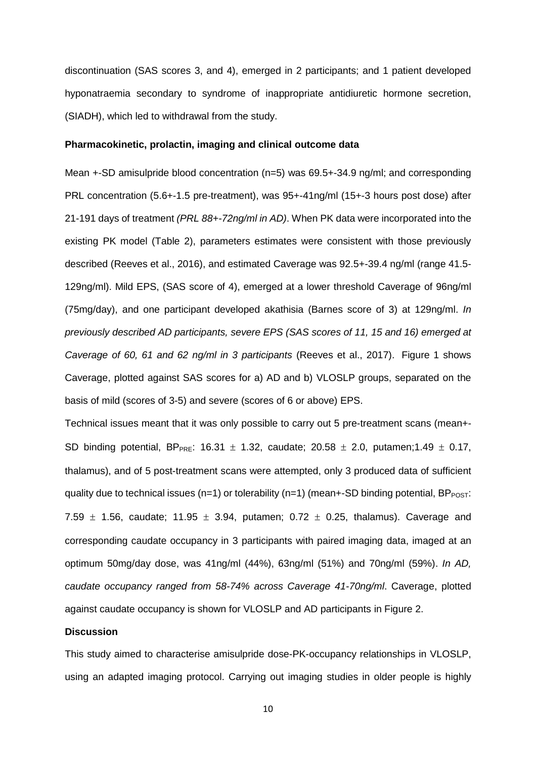discontinuation (SAS scores 3, and 4), emerged in 2 participants; and 1 patient developed hyponatraemia secondary to syndrome of inappropriate antidiuretic hormone secretion, (SIADH), which led to withdrawal from the study.

**Pharmacokinetic, prolactin, imaging and clinical outcome data**

Mean +-SD amisulpride blood concentration (n=5) was 69.5+-34.9 ng/ml; and corresponding PRL concentration (5.6+-1.5 pre-treatment), was 95+-41ng/ml (15+-3 hours post dose) after 21-191 days of treatment *(PRL 88+-72ng/ml in AD)*. When PK data were incorporated into the existing PK model (Table 2), parameters estimates were consistent with those previously described (Reeves et al., 2016), and estimated Caverage was 92.5+-39.4 ng/ml (range 41.5-129ng/ml). Mild EPS, (SAS score of 4), emerged at a lower threshold Caverage of 96ng/ml (75mg/day), and one participant developed akathisia (Barnes score of 3) at 129ng/ml. *In previously described AD participants, severe EPS (SAS scores of 11, 15 and 16) emerged at Caverage of 60, 61 and 62 ng/ml in 3 participants* (Reeves et al., 2017). Figure 1 shows Caverage, plotted against SAS scores for a) AD and b) VLOSLP groups, separated on the basis of mild (scores of 3-5) and severe (scores of 6 or above) EPS.

Technical issues meant that it was only possible to carry out 5 pre-treatment scans (mean+-SD binding potential, $BP_{PRE}$: 16.31 $\pm$ 1.32, caudate; 20.58 $\pm$ 2.0, putamen;1.49 $\pm$ 0.17, thalamus), and of 5 post-treatment scans were attempted, only 3 produced data of sufficient quality due to technical issues (n=1) or tolerability (n=1) (mean+-SD binding potential, $BP_{POST}$: 7.59 $\pm$ 1.56, caudate; 11.95 $\pm$ 3.94, putamen; 0.72 $\pm$ 0.25, thalamus). Caverage and corresponding caudate occupancy in 3 participants with paired imaging data, imaged at an optimum 50mg/day dose, was 41ng/ml (44%), 63ng/ml (51%) and 70ng/ml (59%). *In AD, caudate occupancy ranged from 58-74% across Caverage 41-70ng/ml*. Caverage, plotted against caudate occupancy is shown for VLOSLP and AD participants in Figure 2.

**Discussion**

This study aimed to characterise amisulpride dose-PK-occupancy relationships in VLOSLP, using an adapted imaging protocol. Carrying out imaging studies in older people is highly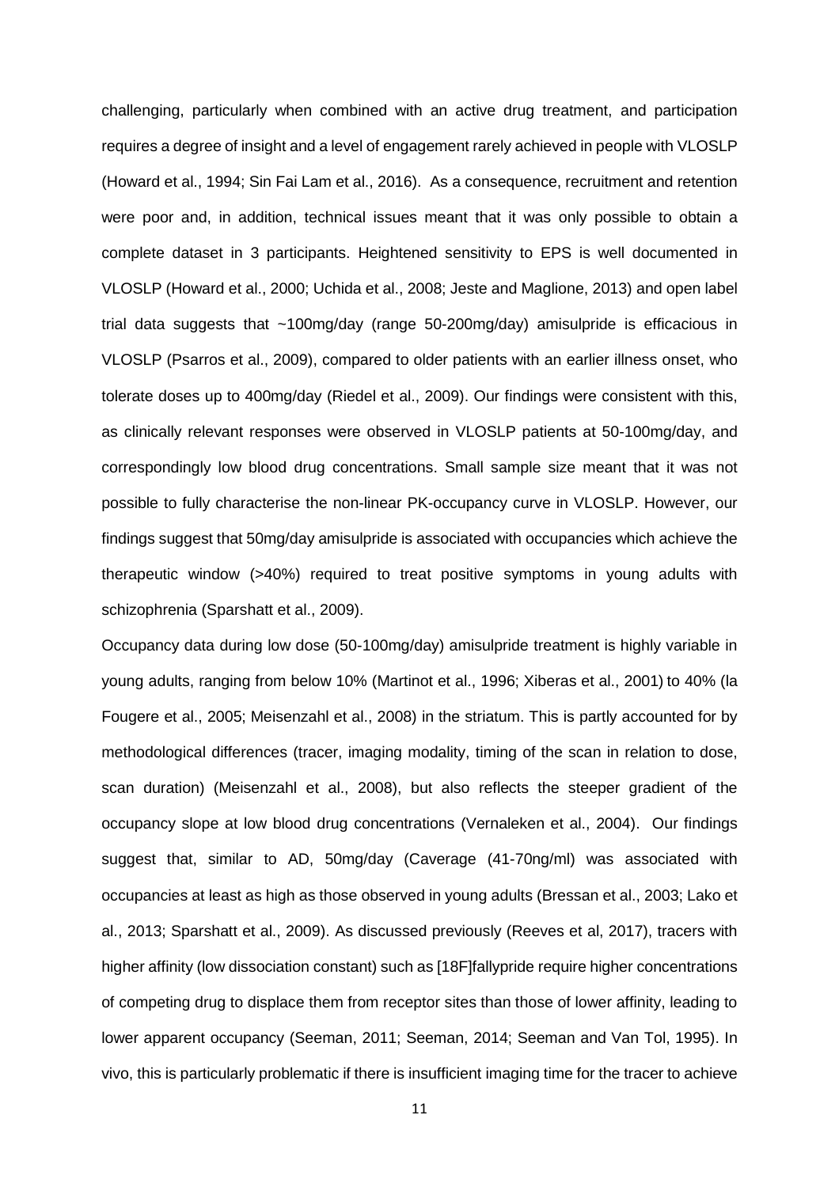challenging, particularly when combined with an active drug treatment, and participation requires a degree of insight and a level of engagement rarely achieved in people with VLOSLP (Howard et al., 1994; Sin Fai Lam et al., 2016). As a consequence, recruitment and retention were poor and, in addition, technical issues meant that it was only possible to obtain a complete dataset in 3 participants. Heightened sensitivity to EPS is well documented in VLOSLP (Howard et al., 2000; Uchida et al., 2008; Jeste and Maglione, 2013) and open label trial data suggests that ~100mg/day (range 50-200mg/day) amisulpride is efficacious in VLOSLP (Psarros et al., 2009), compared to older patients with an earlier illness onset, who tolerate doses up to 400mg/day (Riedel et al., 2009). Our findings were consistent with this, as clinically relevant responses were observed in VLOSLP patients at 50-100mg/day, and correspondingly low blood drug concentrations. Small sample size meant that it was not possible to fully characterise the non-linear PK-occupancy curve in VLOSLP. However, our findings suggest that 50mg/day amisulpride is associated with occupancies which achieve the therapeutic window (>40%) required to treat positive symptoms in young adults with schizophrenia (Sparshatt et al., 2009).

Occupancy data during low dose (50-100mg/day) amisulpride treatment is highly variable in young adults, ranging from below 10% (Martinot et al., 1996; Xiberas et al., 2001) to 40% (la Fougere et al., 2005; Meisenzahl et al., 2008) in the striatum. This is partly accounted for by methodological differences (tracer, imaging modality, timing of the scan in relation to dose, scan duration) (Meisenzahl et al., 2008), but also reflects the steeper gradient of the occupancy slope at low blood drug concentrations (Vernaleken et al., 2004). Our findings suggest that, similar to AD, 50mg/day (Caverage (41-70ng/ml) was associated with occupancies at least as high as those observed in young adults (Bressan et al., 2003; Lako et al., 2013; Sparshatt et al., 2009). As discussed previously (Reeves et al, 2017), tracers with higher affinity (low dissociation constant) such as [18F]fallypride require higher concentrations of competing drug to displace them from receptor sites than those of lower affinity, leading to lower apparent occupancy (Seeman, 2011; Seeman, 2014; Seeman and Van Tol, 1995). In vivo, this is particularly problematic if there is insufficient imaging time for the tracer to achieve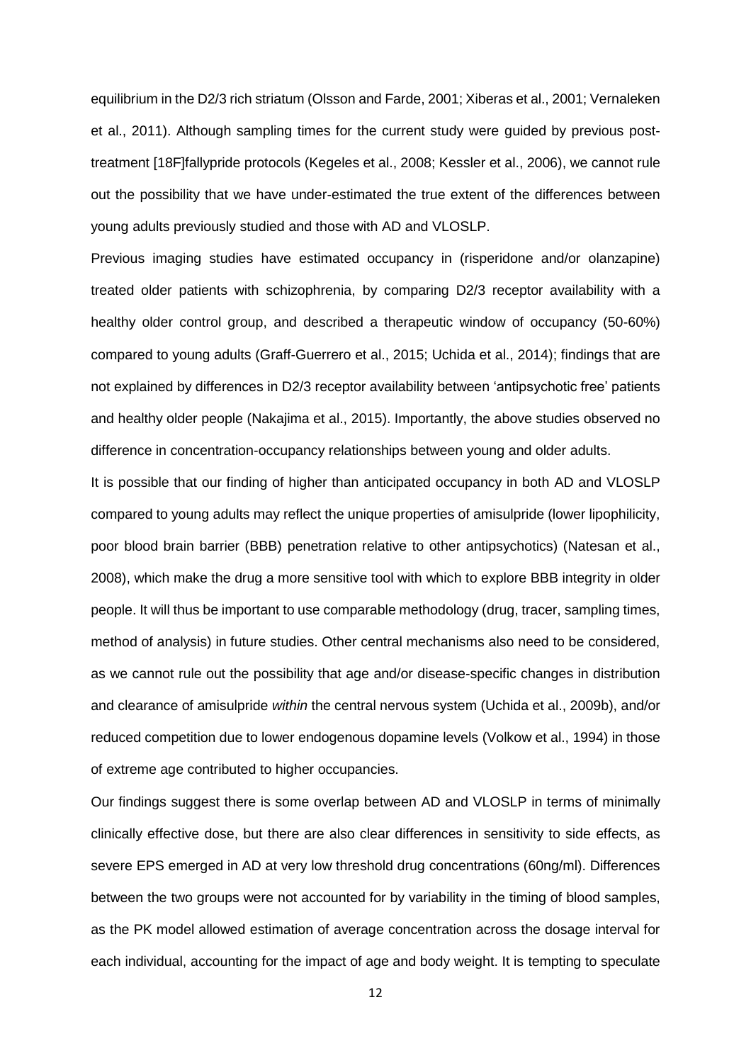equilibrium in the D2/3 rich striatum (Olsson and Farde, 2001; Xiberas et al., 2001; Vernaleken et al., 2011). Although sampling times for the current study were guided by previous post-treatment [18F]fallypride protocols (Kegeles et al., 2008; Kessler et al., 2006), we cannot rule out the possibility that we have under-estimated the true extent of the differences between young adults previously studied and those with AD and VLOSLP.

Previous imaging studies have estimated occupancy in (risperidone and/or olanzapine) treated older patients with schizophrenia, by comparing D2/3 receptor availability with a healthy older control group, and described a therapeutic window of occupancy (50-60%) compared to young adults (Graff-Guerrero et al., 2015; Uchida et al., 2014); findings that are not explained by differences in D2/3 receptor availability between 'antipsychotic free' patients and healthy older people (Nakajima et al., 2015). Importantly, the above studies observed no difference in concentration-occupancy relationships between young and older adults.

It is possible that our finding of higher than anticipated occupancy in both AD and VLOSLP compared to young adults may reflect the unique properties of amisulpride (lower lipophilicity, poor blood brain barrier (BBB) penetration relative to other antipsychotics) (Natesan et al., 2008), which make the drug a more sensitive tool with which to explore BBB integrity in older people. It will thus be important to use comparable methodology (drug, tracer, sampling times, method of analysis) in future studies. Other central mechanisms also need to be considered, as we cannot rule out the possibility that age and/or disease-specific changes in distribution and clearance of amisulpride *within* the central nervous system (Uchida et al., 2009b), and/or reduced competition due to lower endogenous dopamine levels (Volkow et al., 1994) in those of extreme age contributed to higher occupancies.

Our findings suggest there is some overlap between AD and VLOSLP in terms of minimally clinically effective dose, but there are also clear differences in sensitivity to side effects, as severe EPS emerged in AD at very low threshold drug concentrations (60ng/ml). Differences between the two groups were not accounted for by variability in the timing of blood samples, as the PK model allowed estimation of average concentration across the dosage interval for each individual, accounting for the impact of age and body weight. It is tempting to speculate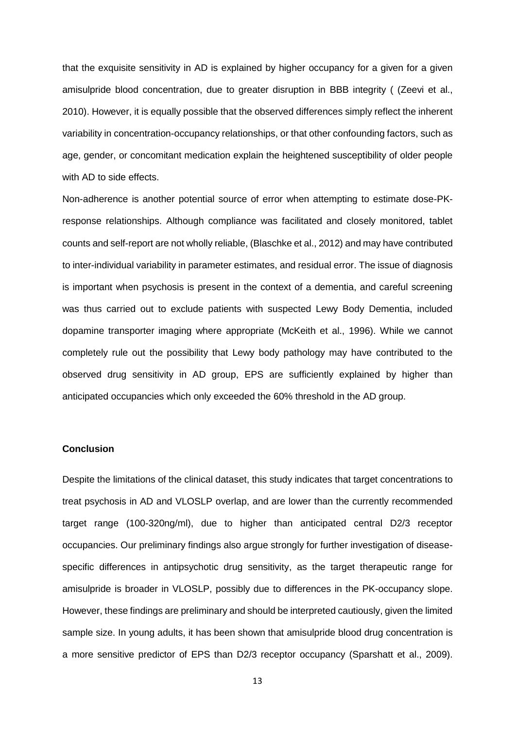that the exquisite sensitivity in AD is explained by higher occupancy for a given for a given amisulpride blood concentration, due to greater disruption in BBB integrity ( (Zeevi et al., 2010). However, it is equally possible that the observed differences simply reflect the inherent variability in concentration-occupancy relationships, or that other confounding factors, such as age, gender, or concomitant medication explain the heightened susceptibility of older people with AD to side effects.

Non-adherence is another potential source of error when attempting to estimate dose-PK-response relationships. Although compliance was facilitated and closely monitored, tablet counts and self-report are not wholly reliable, (Blaschke et al., 2012) and may have contributed to inter-individual variability in parameter estimates, and residual error. The issue of diagnosis is important when psychosis is present in the context of a dementia, and careful screening was thus carried out to exclude patients with suspected Lewy Body Dementia, included dopamine transporter imaging where appropriate (McKeith et al., 1996). While we cannot completely rule out the possibility that Lewy body pathology may have contributed to the observed drug sensitivity in AD group, EPS are sufficiently explained by higher than anticipated occupancies which only exceeded the 60% threshold in the AD group.

## Conclusion

Despite the limitations of the clinical dataset, this study indicates that target concentrations to treat psychosis in AD and VLOSLP overlap, and are lower than the currently recommended target range (100-320ng/ml), due to higher than anticipated central D2/3 receptor occupancies. Our preliminary findings also argue strongly for further investigation of disease-specific differences in antipsychotic drug sensitivity, as the target therapeutic range for amisulpride is broader in VLOSLP, possibly due to differences in the PK-occupancy slope. However, these findings are preliminary and should be interpreted cautiously, given the limited sample size. In young adults, it has been shown that amisulpride blood drug concentration is a more sensitive predictor of EPS than D2/3 receptor occupancy (Sparshatt et al., 2009).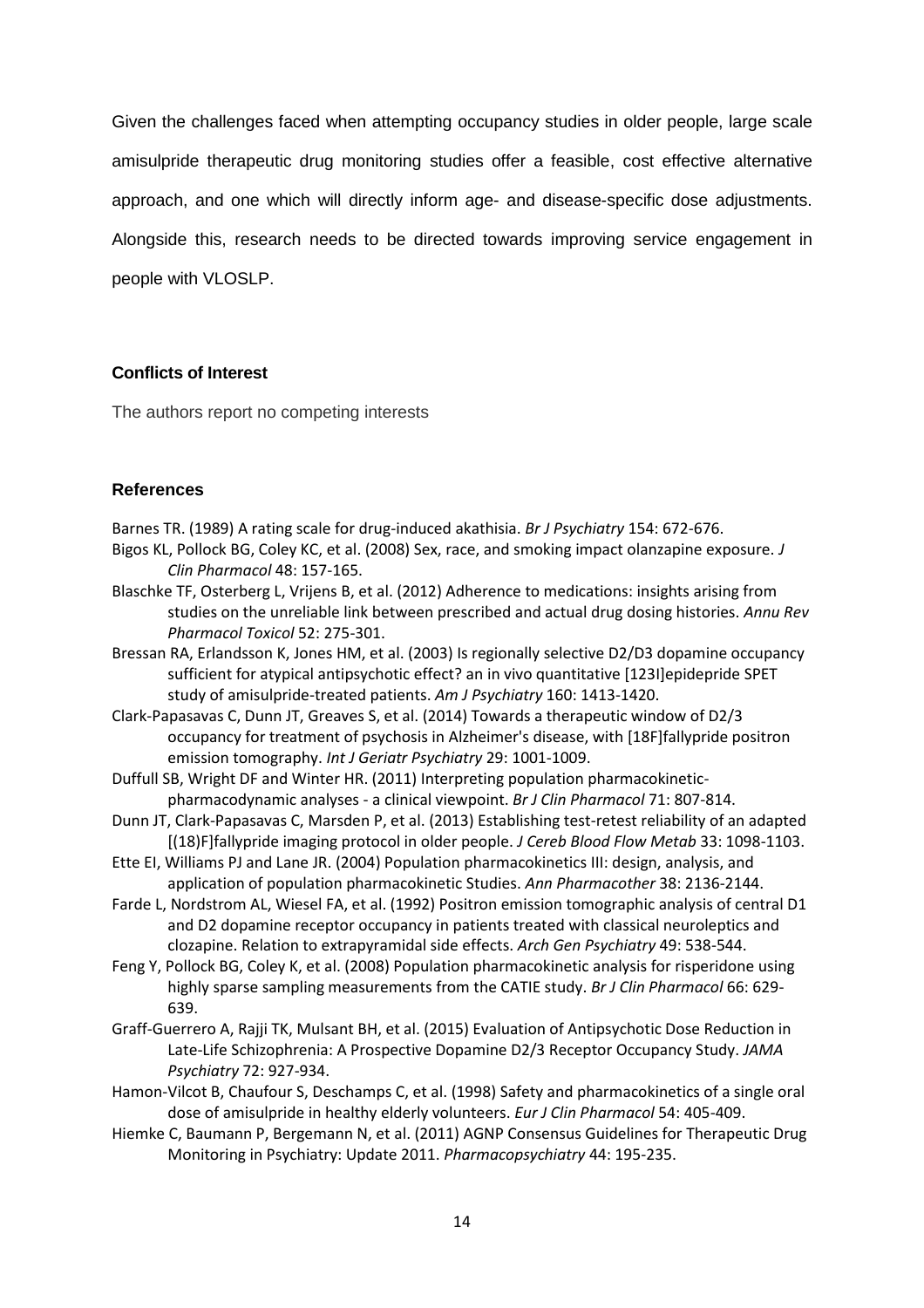Given the challenges faced when attempting occupancy studies in older people, large scale amisulpride therapeutic drug monitoring studies offer a feasible, cost effective alternative approach, and one which will directly inform age- and disease-specific dose adjustments. Alongside this, research needs to be directed towards improving service engagement in people with VLOSLP.

### Conflicts of Interest

The authors report no competing interests

### References

Barnes TR. (1989) A rating scale for drug-induced akathisia. *Br J Psychiatry* 154: 672-676.

Bigos KL, Pollock BG, Coley KC, et al. (2008) Sex, race, and smoking impact olanzapine exposure. *J Clin Pharmacol* 48: 157-165.

Blaschke TF, Osterberg L, Vrijens B, et al. (2012) Adherence to medications: insights arising from studies on the unreliable link between prescribed and actual drug dosing histories. *Annu Rev Pharmacol Toxicol* 52: 275-301.

Bressan RA, Erlandsson K, Jones HM, et al. (2003) Is regionally selective D2/D3 dopamine occupancy sufficient for atypical antipsychotic effect? an in vivo quantitative [123I]epidepride SPET study of amisulpride-treated patients. *Am J Psychiatry* 160: 1413-1420.

Clark-Papasavas C, Dunn JT, Greaves S, et al. (2014) Towards a therapeutic window of D2/3 occupancy for treatment of psychosis in Alzheimer's disease, with [18F]fallypride positron emission tomography. *Int J Geriatr Psychiatry* 29: 1001-1009.

Duffull SB, Wright DF and Winter HR. (2011) Interpreting population pharmacokinetic-pharmacodynamic analyses - a clinical viewpoint. *Br J Clin Pharmacol* 71: 807-814.

Dunn JT, Clark-Papasavas C, Marsden P, et al. (2013) Establishing test-retest reliability of an adapted [(18)F]fallypride imaging protocol in older people. *J Cereb Blood Flow Metab* 33: 1098-1103.

Ette EI, Williams PJ and Lane JR. (2004) Population pharmacokinetics III: design, analysis, and application of population pharmacokinetic Studies. *Ann Pharmacother* 38: 2136-2144.

Farde L, Nordstrom AL, Wiesel FA, et al. (1992) Positron emission tomographic analysis of central D1 and D2 dopamine receptor occupancy in patients treated with classical neuroleptics and clozapine. Relation to extrapyramidal side effects. *Arch Gen Psychiatry* 49: 538-544.

Feng Y, Pollock BG, Coley K, et al. (2008) Population pharmacokinetic analysis for risperidone using highly sparse sampling measurements from the CATIE study. *Br J Clin Pharmacol* 66: 629-639.

Graff-Guerrero A, Rajji TK, Mulsant BH, et al. (2015) Evaluation of Antipsychotic Dose Reduction in Late-Life Schizophrenia: A Prospective Dopamine D2/3 Receptor Occupancy Study. *JAMA Psychiatry* 72: 927-934.

Hamon-Vilcot B, Chaufour S, Deschamps C, et al. (1998) Safety and pharmacokinetics of a single oral dose of amisulpride in healthy elderly volunteers. *Eur J Clin Pharmacol* 54: 405-409.

Hiemke C, Baumann P, Bergemann N, et al. (2011) AGNP Consensus Guidelines for Therapeutic Drug Monitoring in Psychiatry: Update 2011. *Pharmacopsychiatry* 44: 195-235.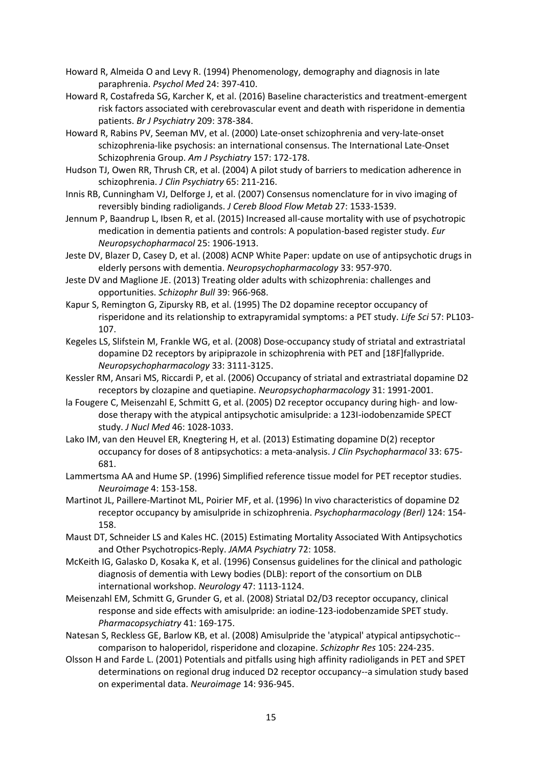Howard R, Almeida O and Levy R. (1994) Phenomenology, demography and diagnosis in late paraphrenia. *Psychol Med* 24: 397-410.

Howard R, Costafreda SG, Karcher K, et al. (2016) Baseline characteristics and treatment-emergent risk factors associated with cerebrovascular event and death with risperidone in dementia patients. *Br J Psychiatry* 209: 378-384.

Howard R, Rabins PV, Seeman MV, et al. (2000) Late-onset schizophrenia and very-late-onset schizophrenia-like psychosis: an international consensus. The International Late-Onset Schizophrenia Group. *Am J Psychiatry* 157: 172-178.

Hudson TJ, Owen RR, Thrush CR, et al. (2004) A pilot study of barriers to medication adherence in schizophrenia. *J Clin Psychiatry* 65: 211-216.

Innis RB, Cunningham VJ, Delforge J, et al. (2007) Consensus nomenclature for in vivo imaging of reversibly binding radioligands. *J Cereb Blood Flow Metab* 27: 1533-1539.

Jennum P, Baandrup L, Ibsen R, et al. (2015) Increased all-cause mortality with use of psychotropic medication in dementia patients and controls: A population-based register study. *Eur Neuropsychopharmacol* 25: 1906-1913.

Jeste DV, Blazer D, Casey D, et al. (2008) ACNP White Paper: update on use of antipsychotic drugs in elderly persons with dementia. *Neuropsychopharmacology* 33: 957-970.

Jeste DV and Maglione JE. (2013) Treating older adults with schizophrenia: challenges and opportunities. *Schizophr Bull* 39: 966-968.

Kapur S, Remington G, Zipursky RB, et al. (1995) The D2 dopamine receptor occupancy of risperidone and its relationship to extrapyramidal symptoms: a PET study. *Life Sci* 57: PL103-107.

Kegeles LS, Slifstein M, Frankle WG, et al. (2008) Dose-occupancy study of striatal and extrastriatal dopamine D2 receptors by aripiprazole in schizophrenia with PET and [18F]fallypride. *Neuropsychopharmacology* 33: 3111-3125.

Kessler RM, Ansari MS, Riccardi P, et al. (2006) Occupancy of striatal and extrastriatal dopamine D2 receptors by clozapine and quetiapine. *Neuropsychopharmacology* 31: 1991-2001.

la Fougere C, Meisenzahl E, Schmitt G, et al. (2005) D2 receptor occupancy during high- and low-dose therapy with the atypical antipsychotic amisulpride: a 123I-iodobenzamide SPECT study. *J Nucl Med* 46: 1028-1033.

Lako IM, van den Heuvel ER, Knegtering H, et al. (2013) Estimating dopamine D(2) receptor occupancy for doses of 8 antipsychotics: a meta-analysis. *J Clin Psychopharmacol* 33: 675-681.

Lammertsma AA and Hume SP. (1996) Simplified reference tissue model for PET receptor studies. *Neuroimage* 4: 153-158.

Martinot JL, Paillere-Martinot ML, Poirier MF, et al. (1996) In vivo characteristics of dopamine D2 receptor occupancy by amisulpride in schizophrenia. *Psychopharmacology (Berl)* 124: 154-158.

Maust DT, Schneider LS and Kales HC. (2015) Estimating Mortality Associated With Antipsychotics and Other Psychotropics-Reply. *JAMA Psychiatry* 72: 1058.

McKeith IG, Galasko D, Kosaka K, et al. (1996) Consensus guidelines for the clinical and pathologic diagnosis of dementia with Lewy bodies (DLB): report of the consortium on DLB international workshop. *Neurology* 47: 1113-1124.

Meisenzahl EM, Schmitt G, Grunder G, et al. (2008) Striatal D2/D3 receptor occupancy, clinical response and side effects with amisulpride: an iodine-123-iodobenzamide SPET study. *Pharmacopsychiatry* 41: 169-175.

Natesan S, Reckless GE, Barlow KB, et al. (2008) Amisulpride the 'atypical' atypical antipsychotic--comparison to haloperidol, risperidone and clozapine. *Schizophr Res* 105: 224-235.

Olsson H and Farde L. (2001) Potentials and pitfalls using high affinity radioligands in PET and SPET determinations on regional drug induced D2 receptor occupancy--a simulation study based on experimental data. *Neuroimage* 14: 936-945.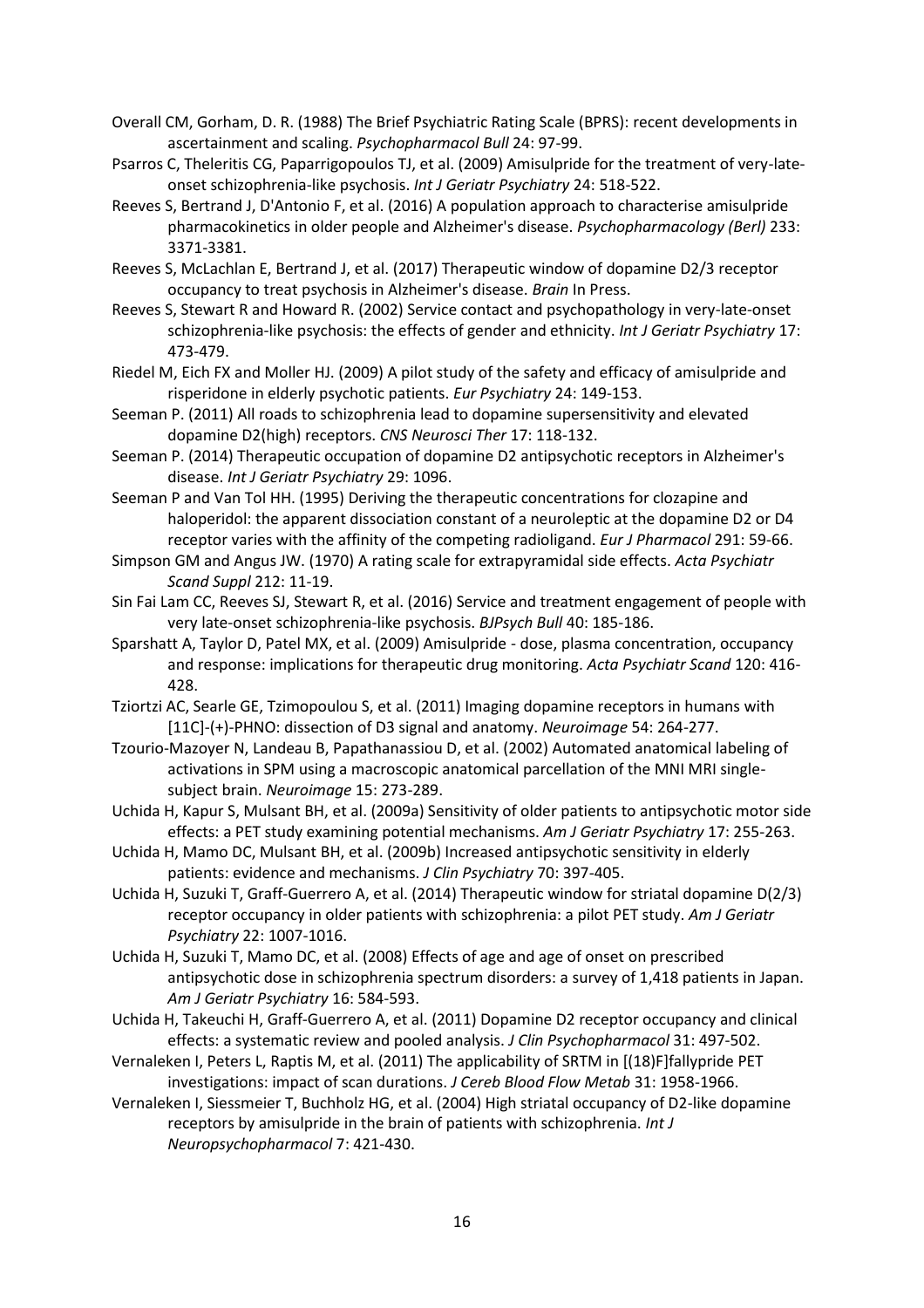Overall CM, Gorham, D. R. (1988) The Brief Psychiatric Rating Scale (BPRS): recent developments in ascertainment and scaling. *Psychopharmacol Bull* 24: 97-99.

Psarros C, Theleritis CG, Paparrigopoulos TJ, et al. (2009) Amisulpride for the treatment of very-late-onset schizophrenia-like psychosis. *Int J Geriatr Psychiatry* 24: 518-522.

Reeves S, Bertrand J, D'Antonio F, et al. (2016) A population approach to characterise amisulpride pharmacokinetics in older people and Alzheimer's disease. *Psychopharmacology (Berl)* 233: 3371-3381.

Reeves S, McLachlan E, Bertrand J, et al. (2017) Therapeutic window of dopamine D2/3 receptor occupancy to treat psychosis in Alzheimer's disease. *Brain* In Press.

Reeves S, Stewart R and Howard R. (2002) Service contact and psychopathology in very-late-onset schizophrenia-like psychosis: the effects of gender and ethnicity. *Int J Geriatr Psychiatry* 17: 473-479.

Riedel M, Eich FX and Moller HJ. (2009) A pilot study of the safety and efficacy of amisulpride and risperidone in elderly psychotic patients. *Eur Psychiatry* 24: 149-153.

Seeman P. (2011) All roads to schizophrenia lead to dopamine supersensitivity and elevated dopamine D2(high) receptors. *CNS Neurosci Ther* 17: 118-132.

Seeman P. (2014) Therapeutic occupation of dopamine D2 antipsychotic receptors in Alzheimer's disease. *Int J Geriatr Psychiatry* 29: 1096.

Seeman P and Van Tol HH. (1995) Deriving the therapeutic concentrations for clozapine and haloperidol: the apparent dissociation constant of a neuroleptic at the dopamine D2 or D4 receptor varies with the affinity of the competing radioligand. *Eur J Pharmacol* 291: 59-66.

Simpson GM and Angus JW. (1970) A rating scale for extrapyramidal side effects. *Acta Psychiatr Scand Suppl* 212: 11-19.

Sin Fai Lam CC, Reeves SJ, Stewart R, et al. (2016) Service and treatment engagement of people with very late-onset schizophrenia-like psychosis. *BJPsych Bull* 40: 185-186.

Sparshatt A, Taylor D, Patel MX, et al. (2009) Amisulpride - dose, plasma concentration, occupancy and response: implications for therapeutic drug monitoring. *Acta Psychiatr Scand* 120: 416-428.

Tziortzi AC, Searle GE, Tzimopoulou S, et al. (2011) Imaging dopamine receptors in humans with [11C]-(+)-PHNO: dissection of D3 signal and anatomy. *Neuroimage* 54: 264-277.

Tzourio-Mazoyer N, Landeau B, Papathanassiou D, et al. (2002) Automated anatomical labeling of activations in SPM using a macroscopic anatomical parcellation of the MNI MRI single-subject brain. *Neuroimage* 15: 273-289.

Uchida H, Kapur S, Mulsant BH, et al. (2009a) Sensitivity of older patients to antipsychotic motor side effects: a PET study examining potential mechanisms. *Am J Geriatr Psychiatry* 17: 255-263.

Uchida H, Mamo DC, Mulsant BH, et al. (2009b) Increased antipsychotic sensitivity in elderly patients: evidence and mechanisms. *J Clin Psychiatry* 70: 397-405.

Uchida H, Suzuki T, Graff-Guerrero A, et al. (2014) Therapeutic window for striatal dopamine D(2/3) receptor occupancy in older patients with schizophrenia: a pilot PET study. *Am J Geriatr Psychiatry* 22: 1007-1016.

Uchida H, Suzuki T, Mamo DC, et al. (2008) Effects of age and age of onset on prescribed antipsychotic dose in schizophrenia spectrum disorders: a survey of 1,418 patients in Japan. *Am J Geriatr Psychiatry* 16: 584-593.

Uchida H, Takeuchi H, Graff-Guerrero A, et al. (2011) Dopamine D2 receptor occupancy and clinical effects: a systematic review and pooled analysis. *J Clin Psychopharmacol* 31: 497-502.

Vernaleken I, Peters L, Raptis M, et al. (2011) The applicability of SRTM in [(18)F]fallypride PET investigations: impact of scan durations. *J Cereb Blood Flow Metab* 31: 1958-1966.

Vernaleken I, Siessmeier T, Buchholz HG, et al. (2004) High striatal occupancy of D2-like dopamine receptors by amisulpride in the brain of patients with schizophrenia. *Int J Neuropsychopharmacol* 7: 421-430.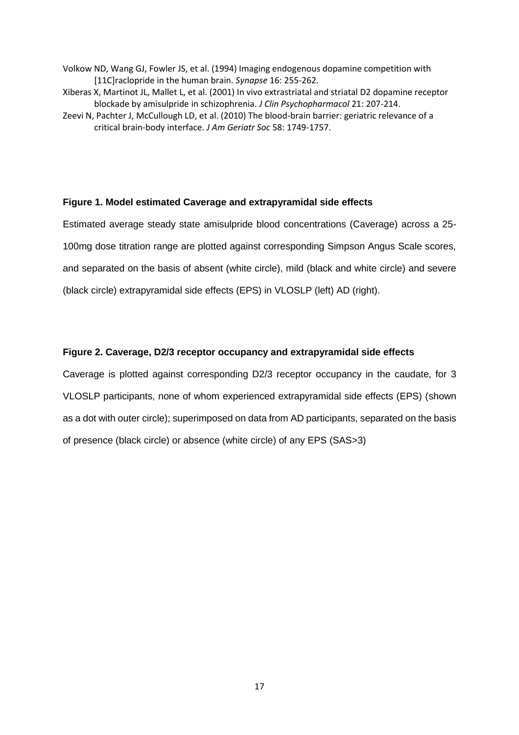Volkow ND, Wang GJ, Fowler JS, et al. (1994) Imaging endogenous dopamine competition with [11C]raclopride in the human brain. *Synapse* 16: 255-262.

Xiberas X, Martinot JL, Mallet L, et al. (2001) In vivo extrastriatal and striatal D2 dopamine receptor blockade by amisulpride in schizophrenia. *J Clin Psychopharmacol* 21: 207-214.

Zeevi N, Pachter J, McCullough LD, et al. (2010) The blood-brain barrier: geriatric relevance of a critical brain-body interface. *J Am Geriatr Soc* 58: 1749-1757.

**Figure 1. Model estimated Caverage and extrapyramidal side effects**

Estimated average steady state amisulpride blood concentrations (Caverage) across a 25-100mg dose titration range are plotted against corresponding Simpson Angus Scale scores, and separated on the basis of absent (white circle), mild (black and white circle) and severe (black circle) extrapyramidal side effects (EPS) in VLOSLP (left) AD (right).

**Figure 2. Caverage, D2/3 receptor occupancy and extrapyramidal side effects**

Caverage is plotted against corresponding D2/3 receptor occupancy in the caudate, for 3 VLOSLP participants, none of whom experienced extrapyramidal side effects (EPS) (shown as a dot with outer circle); superimposed on data from AD participants, separated on the basis of presence (black circle) or absence (white circle) of any EPS (SAS>3)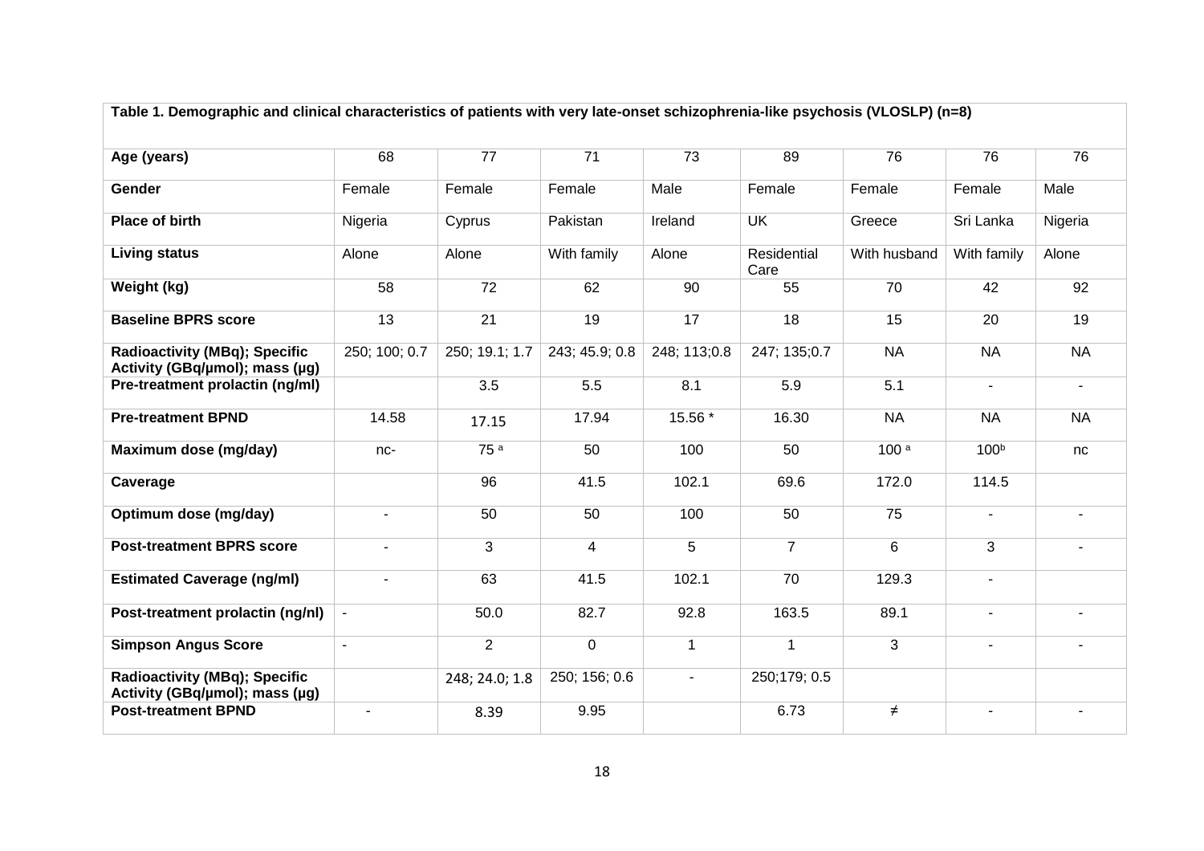**Table 1. Demographic and clinical characteristics of patients with very late-onset schizophrenia-like psychosis (VLOSLP) (n=8)**

| Age (years) | 68 | 77 | 71 | 73 | 89 | 76 | 76 | 76 |
|---|---|---|---|---|---|---|---|---|
| **Gender** | Female | Female | Female | Male | Female | Female | Female | Male |
| **Place of birth** | Nigeria | Cyprus | Pakistan | Ireland | UK | Greece | Sri Lanka | Nigeria |
| **Living status** | Alone | Alone | With family | Alone | Residential Care | With husband | With family | Alone |
| **Weight (kg)** | 58 | 72 | 62 | 90 | 55 | 70 | 42 | 92 |
| **Baseline BPRS score** | 13 | 21 | 19 | 17 | 18 | 15 | 20 | 19 |
| **Radioactivity (MBq); Specific Activity (GBq/μmol); mass (μg)** | 250; 100; 0.7 | 250; 19.1; 1.7 | 243; 45.9; 0.8 | 248; 113;0.8 | 247; 135;0.7 | NA | NA | NA |
| **Pre-treatment prolactin (ng/ml)** | | 3.5 | 5.5 | 8.1 | 5.9 | 5.1 | - | - |
| **Pre-treatment BPND** | 14.58 | 17.15 | 17.94 | 15.56 * | 16.30 | NA | NA | NA |
| **Maximum dose (mg/day)** | nc- | 75 [a] | 50 | 100 | 50 | 100 [a] | 100[b] | nc |
| **Caverage** | | 96 | 41.5 | 102.1 | 69.6 | 172.0 | 114.5 | |
| **Optimum dose (mg/day)** | - | 50 | 50 | 100 | 50 | 75 | - | - |
| **Post-treatment BPRS score** | - | 3 | 4 | 5 | 7 | 6 | 3 | - |
| **Estimated Caverage (ng/ml)** | - | 63 | 41.5 | 102.1 | 70 | 129.3 | - | |
| **Post-treatment prolactin (ng/nl)** | - | 50.0 | 82.7 | 92.8 | 163.5 | 89.1 | - | - |
| **Simpson Angus Score** | - | 2 | 0 | 1 | 1 | 3 | - | - |
| **Radioactivity (MBq); Specific Activity (GBq/μmol); mass (μg)** | | 248; 24.0; 1.8 | 250; 156; 0.6 | - | 250;179; 0.5 | | | |
| **Post-treatment BPND** | - | 8.39 | 9.95 | | 6.73 | ≠ | - | - |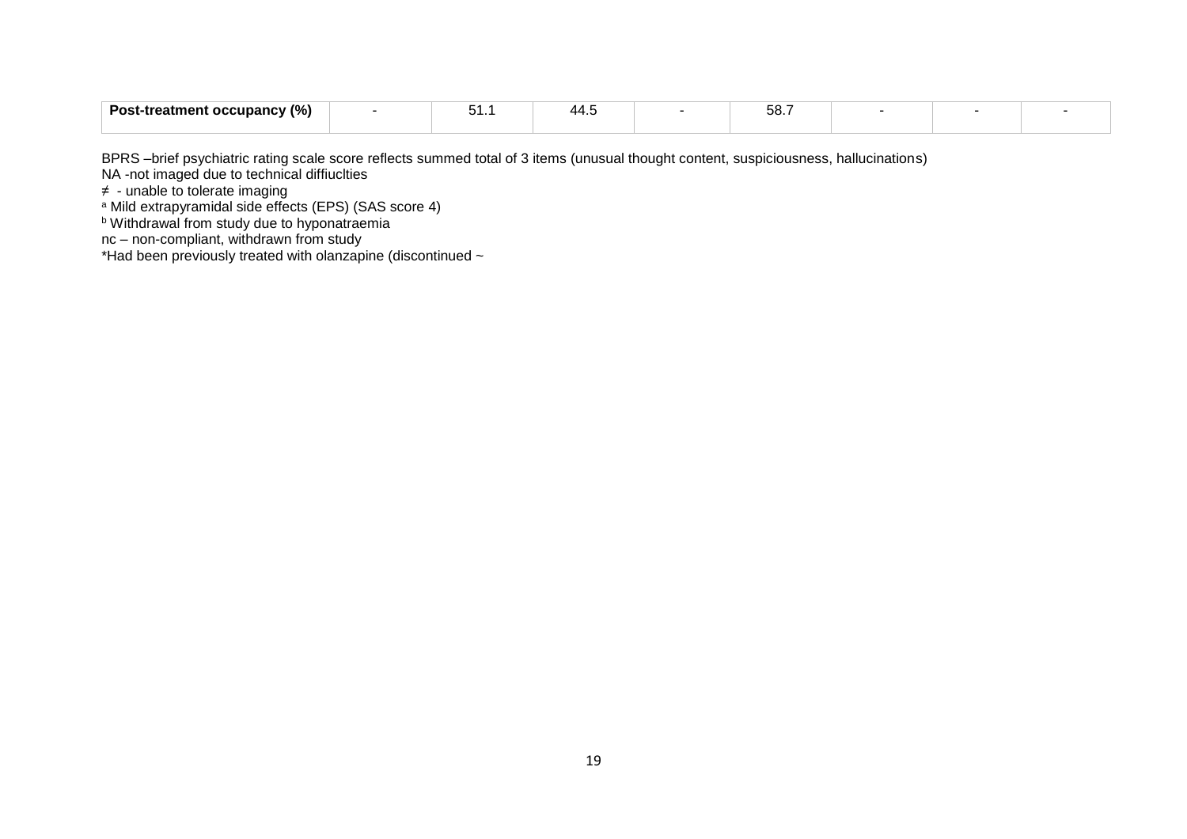| Post-treatment occupancy (%) | - | 51.1 | 44.5 | - | 58.7 | - | - | - |
|---|---|---|---|---|---|---|---|---|

BPRS –brief psychiatric rating scale score reflects summed total of 3 items (unusual thought content, suspiciousness, hallucinations)
NA -not imaged due to technical diffiuclties
≠ - unable to tolerate imaging
[a] Mild extrapyramidal side effects (EPS) (SAS score 4)
[b] Withdrawal from study due to hyponatraemia
nc – non-compliant, withdrawn from study
*Had been previously treated with olanzapine (discontinued ~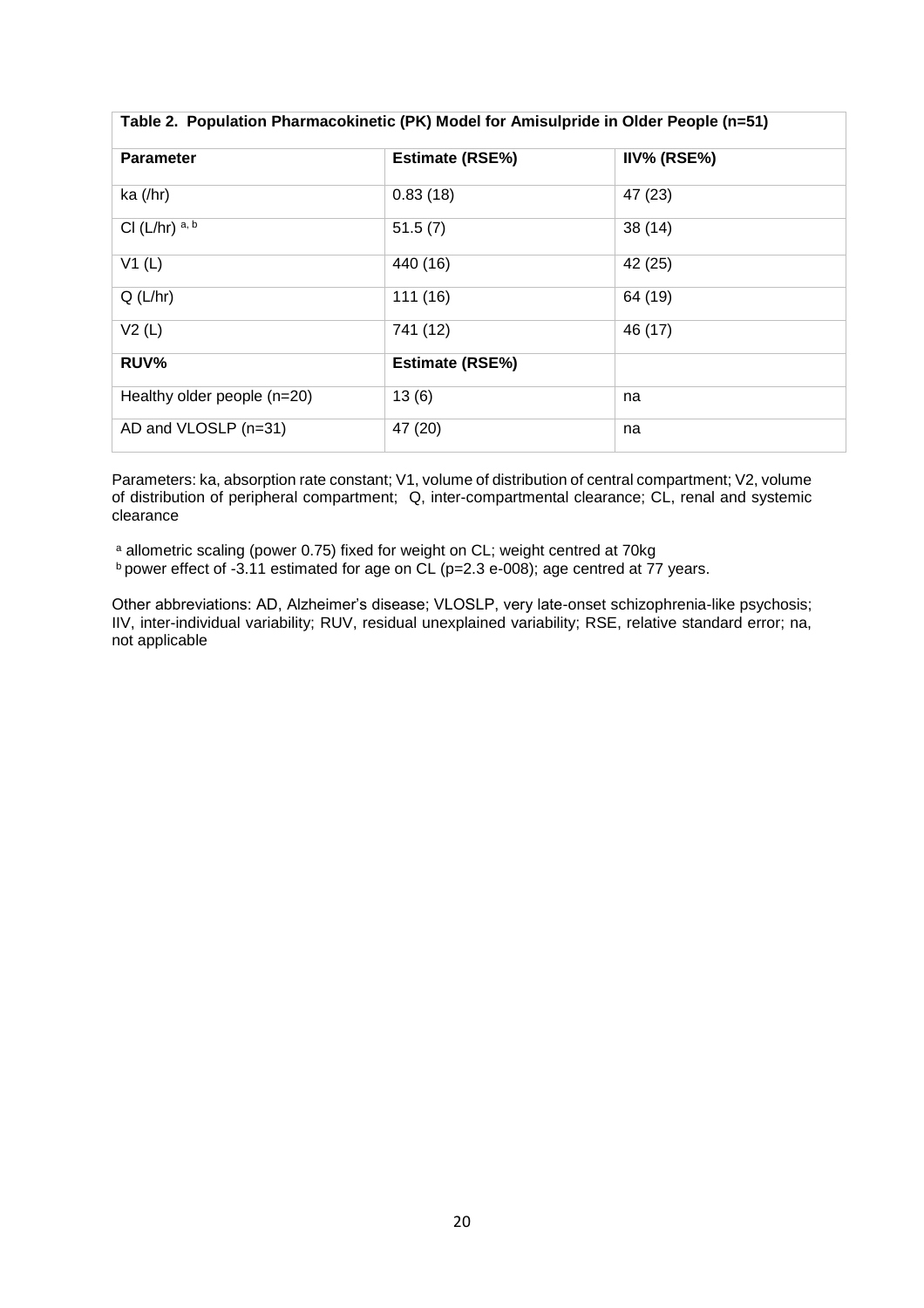**Table 2. Population Pharmacokinetic (PK) Model for Amisulpride in Older People (n=51)**

| Parameter | Estimate (RSE%) | IIV% (RSE%) |
|---|---|---|
| ka (/hr) | 0.83 (18) | 47 (23) |
| Cl (L/hr) [a, b] | 51.5 (7) | 38 (14) |
| V1 (L) | 440 (16) | 42 (25) |
| Q (L/hr) | 111 (16) | 64 (19) |
| V2 (L) | 741 (12) | 46 (17) |
| **RUV%** | **Estimate (RSE%)** | |
| Healthy older people (n=20) | 13 (6) | na |
| AD and VLOSLP (n=31) | 47 (20) | na |

Parameters: ka, absorption rate constant; V1, volume of distribution of central compartment; V2, volume of distribution of peripheral compartment; Q, inter-compartmental clearance; CL, renal and systemic clearance

[a] allometric scaling (power 0.75) fixed for weight on CL; weight centred at 70kg

[b] power effect of -3.11 estimated for age on CL (p=2.3 e-008); age centred at 77 years.

Other abbreviations: AD, Alzheimer's disease; VLOSLP, very late-onset schizophrenia-like psychosis; IIV, inter-individual variability; RUV, residual unexplained variability; RSE, relative standard error; na, not applicable